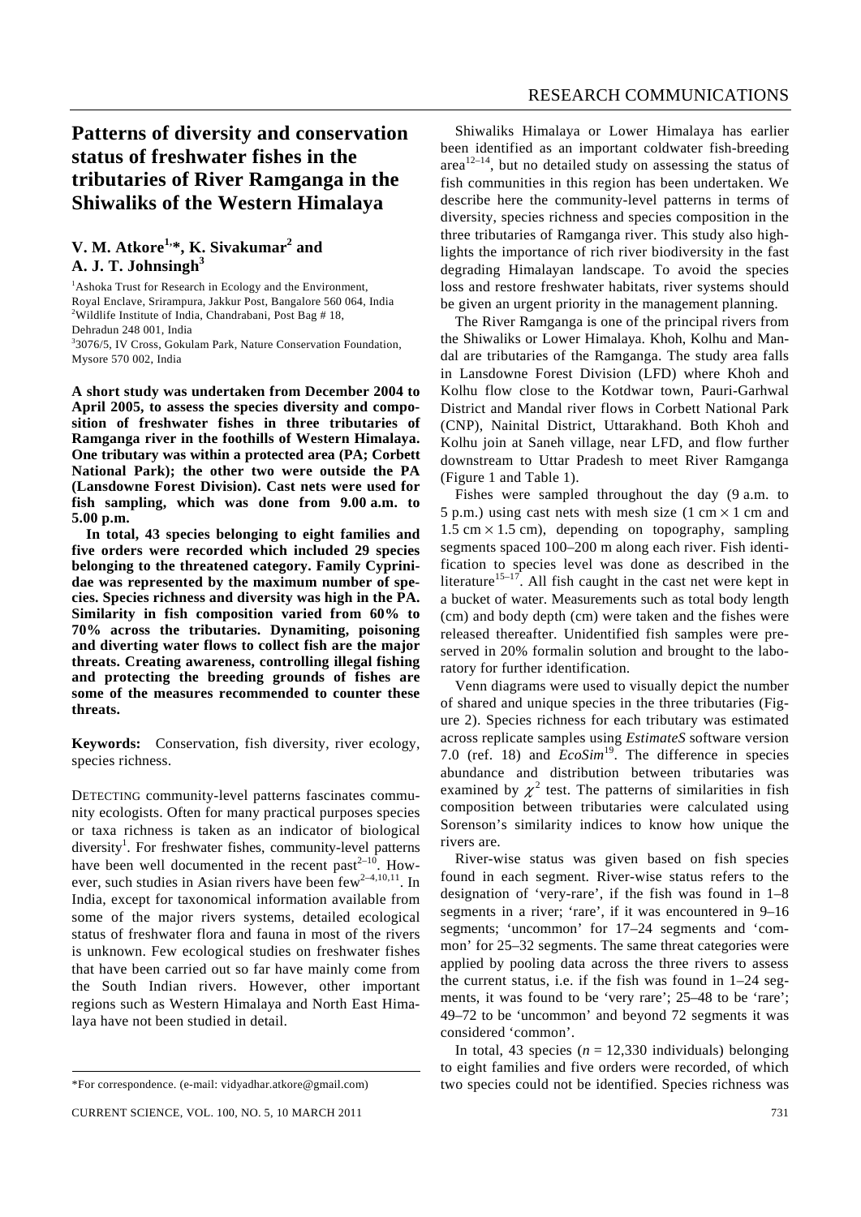# Patterns of diversity and conservation status of freshwater fishes in the tributaries of River Ramganga in the Shiwaliks of the Western Himalaya

**V. M. Atkore[1,*], K. Sivakumar[2] and A. J. T. Johnsingh[3]**

[1]Ashoka Trust for Research in Ecology and the Environment, Royal Enclave, Srirampura, Jakkur Post, Bangalore 560 064, India
[2]Wildlife Institute of India, Chandrabani, Post Bag # 18, Dehradun 248 001, India
[3]3076/5, IV Cross, Gokulam Park, Nature Conservation Foundation, Mysore 570 002, India

**A short study was undertaken from December 2004 to April 2005, to assess the species diversity and composition of freshwater fishes in three tributaries of Ramganga river in the foothills of Western Himalaya. One tributary was within a protected area (PA; Corbett National Park); the other two were outside the PA (Lansdowne Forest Division). Cast nets were used for fish sampling, which was done from 9.00 a.m. to 5.00 p.m.**

**In total, 43 species belonging to eight families and five orders were recorded which included 29 species belonging to the threatened category. Family Cyprinidae was represented by the maximum number of species. Species richness and diversity was high in the PA. Similarity in fish composition varied from 60% to 70% across the tributaries. Dynamiting, poisoning and diverting water flows to collect fish are the major threats. Creating awareness, controlling illegal fishing and protecting the breeding grounds of fishes are some of the measures recommended to counter these threats.**

**Keywords:** Conservation, fish diversity, river ecology, species richness.

DETECTING community-level patterns fascinates community ecologists. Often for many practical purposes species or taxa richness is taken as an indicator of biological diversity[1]. For freshwater fishes, community-level patterns have been well documented in the recent past[2–10]. However, such studies in Asian rivers have been few[2–4,10,11]. In India, except for taxonomical information available from some of the major rivers systems, detailed ecological status of freshwater flora and fauna in most of the rivers is unknown. Few ecological studies on freshwater fishes that have been carried out so far have mainly come from the South Indian rivers. However, other important regions such as Western Himalaya and North East Himalaya have not been studied in detail.

Shiwaliks Himalaya or Lower Himalaya has earlier been identified as an important coldwater fish-breeding area[12–14], but no detailed study on assessing the status of fish communities in this region has been undertaken. We describe here the community-level patterns in terms of diversity, species richness and species composition in the three tributaries of Ramganga river. This study also highlights the importance of rich river biodiversity in the fast degrading Himalayan landscape. To avoid the species loss and restore freshwater habitats, river systems should be given an urgent priority in the management planning.

The River Ramganga is one of the principal rivers from the Shiwaliks or Lower Himalaya. Khoh, Kolhu and Mandal are tributaries of the Ramganga. The study area falls in Lansdowne Forest Division (LFD) where Khoh and Kolhu flow close to the Kotdwar town, Pauri-Garhwal District and Mandal river flows in Corbett National Park (CNP), Nainital District, Uttarakhand. Both Khoh and Kolhu join at Saneh village, near LFD, and flow further downstream to Uttar Pradesh to meet River Ramganga (Figure 1 and Table 1).

Fishes were sampled throughout the day (9 a.m. to 5 p.m.) using cast nets with mesh size (1 cm × 1 cm and 1.5 cm × 1.5 cm), depending on topography, sampling segments spaced 100–200 m along each river. Fish identification to species level was done as described in the literature[15–17]. All fish caught in the cast net were kept in a bucket of water. Measurements such as total body length (cm) and body depth (cm) were taken and the fishes were released thereafter. Unidentified fish samples were preserved in 20% formalin solution and brought to the laboratory for further identification.

Venn diagrams were used to visually depict the number of shared and unique species in the three tributaries (Figure 2). Species richness for each tributary was estimated across replicate samples using *EstimateS* software version 7.0 (ref. 18) and *EcoSim*[19]. The difference in species abundance and distribution between tributaries was examined by $\chi^2$ test. The patterns of similarities in fish composition between tributaries were calculated using Sorenson's similarity indices to know how unique the rivers are.

River-wise status was given based on fish species found in each segment. River-wise status refers to the designation of 'very-rare', if the fish was found in 1–8 segments in a river; 'rare', if it was encountered in 9–16 segments; 'uncommon' for 17–24 segments and 'common' for 25–32 segments. The same threat categories were applied by pooling data across the three rivers to assess the current status, i.e. if the fish was found in 1–24 segments, it was found to be 'very rare'; 25–48 to be 'rare'; 49–72 to be 'uncommon' and beyond 72 segments it was considered 'common'.

In total, 43 species ($n$ = 12,330 individuals) belonging to eight families and five orders were recorded, of which two species could not be identified. Species richness was

*For correspondence. (e-mail: vidyadhar.atkore@gmail.com)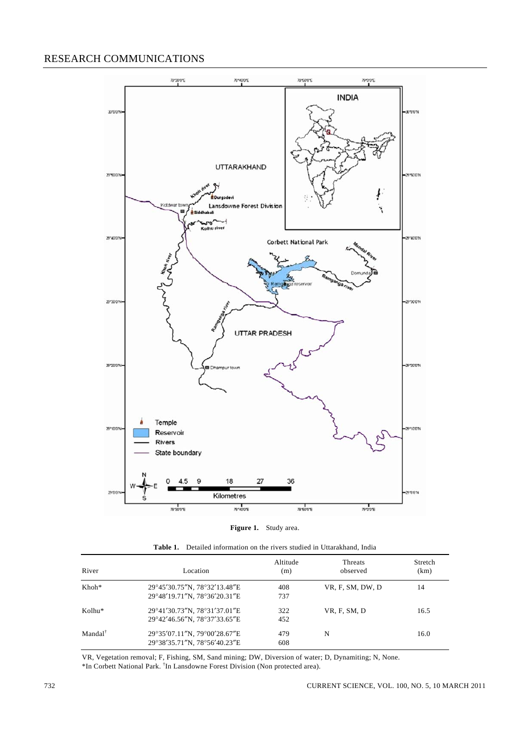Figure 1. Study area.

Table 1. Detailed information on the rivers studied in Uttarakhand, India

| River | Location | Altitude (m) | Threats observed | Stretch (km) |
|---|---|---|---|---|
| Khoh* | 29°45′30.75″N, 78°32′13.48″E<br>29°48′19.71″N, 78°36′20.31″E | 408<br>737 | VR, F, SM, DW, D | 14 |
| Kolhu* | 29°41′30.73″N, 78°31′37.01″E<br>29°42′46.56″N, 78°37′33.65″E | 322<br>452 | VR, F, SM, D | 16.5 |
| Mandal† | 29°35′07.11″N, 79°00′28.67″E<br>29°38′35.71″N, 78°56′40.23″E | 479<br>608 | N | 16.0 |

VR, Vegetation removal; F, Fishing, SM, Sand mining; DW, Diversion of water; D, Dynamiting; N, None.
*In Corbett National Park. †In Lansdowne Forest Division (Non protected area).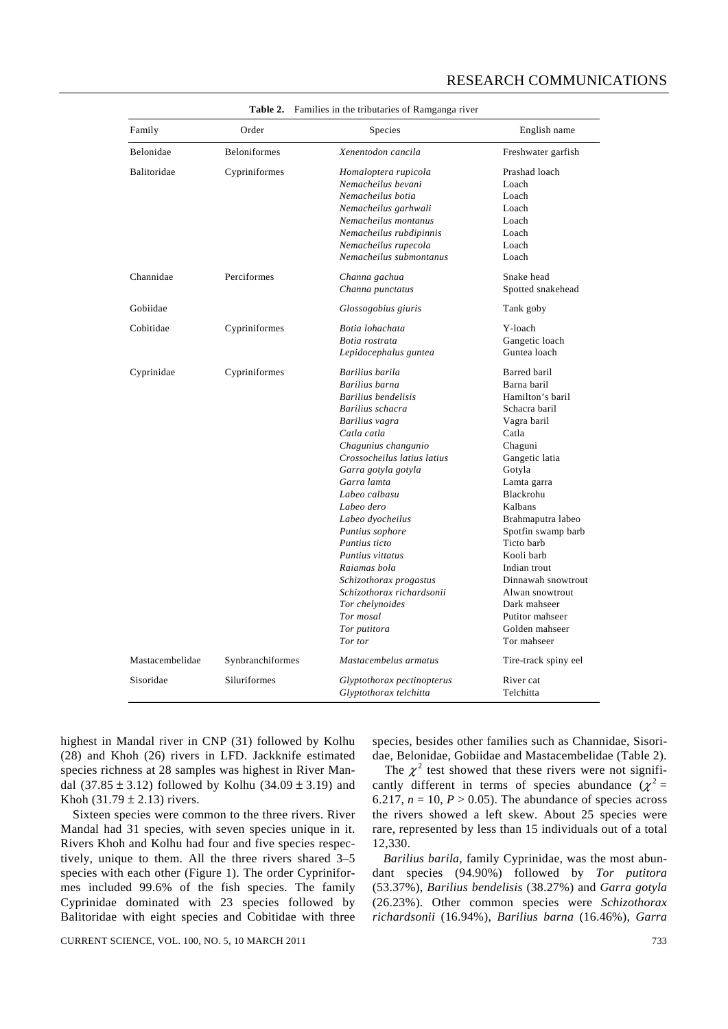**Table 2.** Families in the tributaries of Ramganga river

| Family | Order | Species | English name |
|---|---|---|---|
| Belonidae | Beloniformes | *Xenentodon cancila* | Freshwater garfish |
| Balitoridae | Cypriniformes | *Homaloptera rupicola* | Prashad loach |
| | | *Nemacheilus bevani* | Loach |
| | | *Nemacheilus botia* | Loach |
| | | *Nemacheilus garhwali* | Loach |
| | | *Nemacheilus montanus* | Loach |
| | | *Nemacheilus rubdipinnis* | Loach |
| | | *Nemacheilus rupecola* | Loach |
| | | *Nemacheilus submontanus* | Loach |
| Channidae | Perciformes | *Channa gachua* | Snake head |
| | | *Channa punctatus* | Spotted snakehead |
| Gobiidae | | *Glossogobius giuris* | Tank goby |
| Cobitidae | Cypriniformes | *Botia lohachata* | Y-loach |
| | | *Botia rostrata* | Gangetic loach |
| | | *Lepidocephalus guntea* | Guntea loach |
| Cyprinidae | Cypriniformes | *Barilius barila* | Barred baril |
| | | *Barilius barna* | Barna baril |
| | | *Barilius bendelisis* | Hamilton's baril |
| | | *Barilius schacra* | Schacra baril |
| | | *Barilius vagra* | Vagra baril |
| | | *Catla catla* | Catla |
| | | *Chagunius changunio* | Chaguni |
| | | *Crossocheilus latius latius* | Gangetic latia |
| | | *Garra gotyla gotyla* | Gotyla |
| | | *Garra lamta* | Lamta garra |
| | | *Labeo calbasu* | Blackrohu |
| | | *Labeo dero* | Kalbans |
| | | *Labeo dyocheilus* | Brahmaputra labeo |
| | | *Puntius sophore* | Spotfin swamp barb |
| | | *Puntius ticto* | Ticto barb |
| | | *Puntius vittatus* | Kooli barb |
| | | *Raiamas bola* | Indian trout |
| | | *Schizothorax progastus* | Dinnawah snowtrout |
| | | *Schizothorax richardsonii* | Alwan snowtrout |
| | | *Tor chelynoides* | Dark mahseer |
| | | *Tor mosal* | Putitor mahseer |
| | | *Tor putitora* | Golden mahseer |
| | | *Tor tor* | Tor mahseer |
| Mastacembelidae | Synbranchiformes | *Mastacembelus armatus* | Tire-track spiny eel |
| Sisoridae | Siluriformes | *Glyptothorax pectinopterus* | River cat |
| | | *Glyptothorax telchitta* | Telchitta |

highest in Mandal river in CNP (31) followed by Kolhu (28) and Khoh (26) rivers in LFD. Jackknife estimated species richness at 28 samples was highest in River Mandal ($37.85 \pm 3.12$) followed by Kolhu ($34.09 \pm 3.19$) and Khoh ($31.79 \pm 2.13$) rivers.

Sixteen species were common to the three rivers. River Mandal had 31 species, with seven species unique in it. Rivers Khoh and Kolhu had four and five species respectively, unique to them. All the three rivers shared 3–5 species with each other (Figure 1). The order Cypriniformes included 99.6% of the fish species. The family Cyprinidae dominated with 23 species followed by Balitoridae with eight species and Cobitidae with three species, besides other families such as Channidae, Sisoridae, Belonidae, Gobiidae and Mastacembelidae (Table 2).

The $\chi^2$ test showed that these rivers were not significantly different in terms of species abundance ($\chi^2 = 6.217$, $n = 10$, $P > 0.05$). The abundance of species across the rivers showed a left skew. About 25 species were rare, represented by less than 15 individuals out of a total 12,330.

*Barilius barila*, family Cyprinidae, was the most abundant species (94.90%) followed by *Tor putitora* (53.37%), *Barilius bendelisis* (38.27%) and *Garra gotyla* (26.23%). Other common species were *Schizothorax richardsonii* (16.94%), *Barilius barna* (16.46%), *Garra*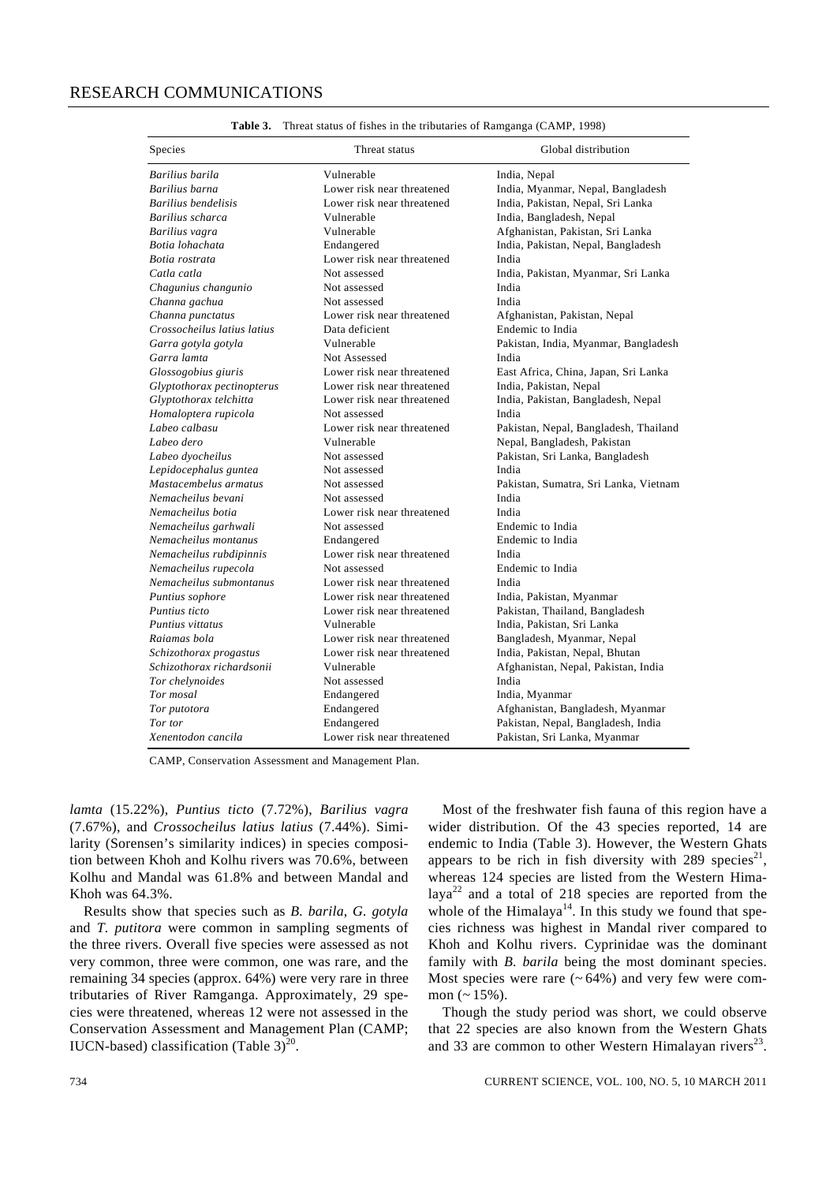**Table 3.** Threat status of fishes in the tributaries of Ramganga (CAMP, 1998)

| Species | Threat status | Global distribution |
|---|---|---|
| *Barilius barila* | Vulnerable | India, Nepal |
| *Barilius barna* | Lower risk near threatened | India, Myanmar, Nepal, Bangladesh |
| *Barilius bendelisis* | Lower risk near threatened | India, Pakistan, Nepal, Sri Lanka |
| *Barilius scharca* | Vulnerable | India, Bangladesh, Nepal |
| *Barilius vagra* | Vulnerable | Afghanistan, Pakistan, Sri Lanka |
| *Botia lohachata* | Endangered | India, Pakistan, Nepal, Bangladesh |
| *Botia rostrata* | Lower risk near threatened | India |
| *Catla catla* | Not assessed | India, Pakistan, Myanmar, Sri Lanka |
| *Chagunius changunio* | Not assessed | India |
| *Channa gachua* | Not assessed | India |
| *Channa punctatus* | Lower risk near threatened | Afghanistan, Pakistan, Nepal |
| *Crossocheilus latius latius* | Data deficient | Endemic to India |
| *Garra gotyla gotyla* | Vulnerable | Pakistan, India, Myanmar, Bangladesh |
| *Garra lamta* | Not Assessed | India |
| *Glossogobius giuris* | Lower risk near threatened | East Africa, China, Japan, Sri Lanka |
| *Glyptothorax pectinopterus* | Lower risk near threatened | India, Pakistan, Nepal |
| *Glyptothorax telchitta* | Lower risk near threatened | India, Pakistan, Bangladesh, Nepal |
| *Homaloptera rupicola* | Not assessed | India |
| *Labeo calbasu* | Lower risk near threatened | Pakistan, Nepal, Bangladesh, Thailand |
| *Labeo dero* | Vulnerable | Nepal, Bangladesh, Pakistan |
| *Labeo dyocheilus* | Not assessed | Pakistan, Sri Lanka, Bangladesh |
| *Lepidocephalus guntea* | Not assessed | India |
| *Mastacembelus armatus* | Not assessed | Pakistan, Sumatra, Sri Lanka, Vietnam |
| *Nemacheilus bevani* | Not assessed | India |
| *Nemacheilus botia* | Lower risk near threatened | India |
| *Nemacheilus garhwali* | Not assessed | Endemic to India |
| *Nemacheilus montanus* | Endangered | Endemic to India |
| *Nemacheilus rubdipinnis* | Lower risk near threatened | India |
| *Nemacheilus rupecola* | Not assessed | Endemic to India |
| *Nemacheilus submontanus* | Lower risk near threatened | India |
| *Puntius sophore* | Lower risk near threatened | India, Pakistan, Myanmar |
| *Puntius ticto* | Lower risk near threatened | Pakistan, Thailand, Bangladesh |
| *Puntius vittatus* | Vulnerable | India, Pakistan, Sri Lanka |
| *Raiamas bola* | Lower risk near threatened | Bangladesh, Myanmar, Nepal |
| *Schizothorax progastus* | Lower risk near threatened | India, Pakistan, Nepal, Bhutan |
| *Schizothorax richardsonii* | Vulnerable | Afghanistan, Nepal, Pakistan, India |
| *Tor chelynoides* | Not assessed | India |
| *Tor mosal* | Endangered | India, Myanmar |
| *Tor putotora* | Endangered | Afghanistan, Bangladesh, Myanmar |
| *Tor tor* | Endangered | Pakistan, Nepal, Bangladesh, India |
| *Xenentodon cancila* | Lower risk near threatened | Pakistan, Sri Lanka, Myanmar |

CAMP, Conservation Assessment and Management Plan.

*lamta* (15.22%), *Puntius ticto* (7.72%), *Barilius vagra* (7.67%), and *Crossocheilus latius latius* (7.44%). Similarity (Sorensen's similarity indices) in species composition between Khoh and Kolhu rivers was 70.6%, between Kolhu and Mandal was 61.8% and between Mandal and Khoh was 64.3%.

Results show that species such as *B. barila*, *G. gotyla* and *T. putitora* were common in sampling segments of the three rivers. Overall five species were assessed as not very common, three were common, one was rare, and the remaining 34 species (approx. 64%) were very rare in three tributaries of River Ramganga. Approximately, 29 species were threatened, whereas 12 were not assessed in the Conservation Assessment and Management Plan (CAMP; IUCN-based) classification (Table 3)[20].

Most of the freshwater fish fauna of this region have a wider distribution. Of the 43 species reported, 14 are endemic to India (Table 3). However, the Western Ghats appears to be rich in fish diversity with 289 species[21], whereas 124 species are listed from the Western Himalaya[22] and a total of 218 species are reported from the whole of the Himalaya[14]. In this study we found that species richness was highest in Mandal river compared to Khoh and Kolhu rivers. Cyprinidae was the dominant family with *B. barila* being the most dominant species. Most species were rare (~ 64%) and very few were common (~ 15%).

Though the study period was short, we could observe that 22 species are also known from the Western Ghats and 33 are common to other Western Himalayan rivers[23].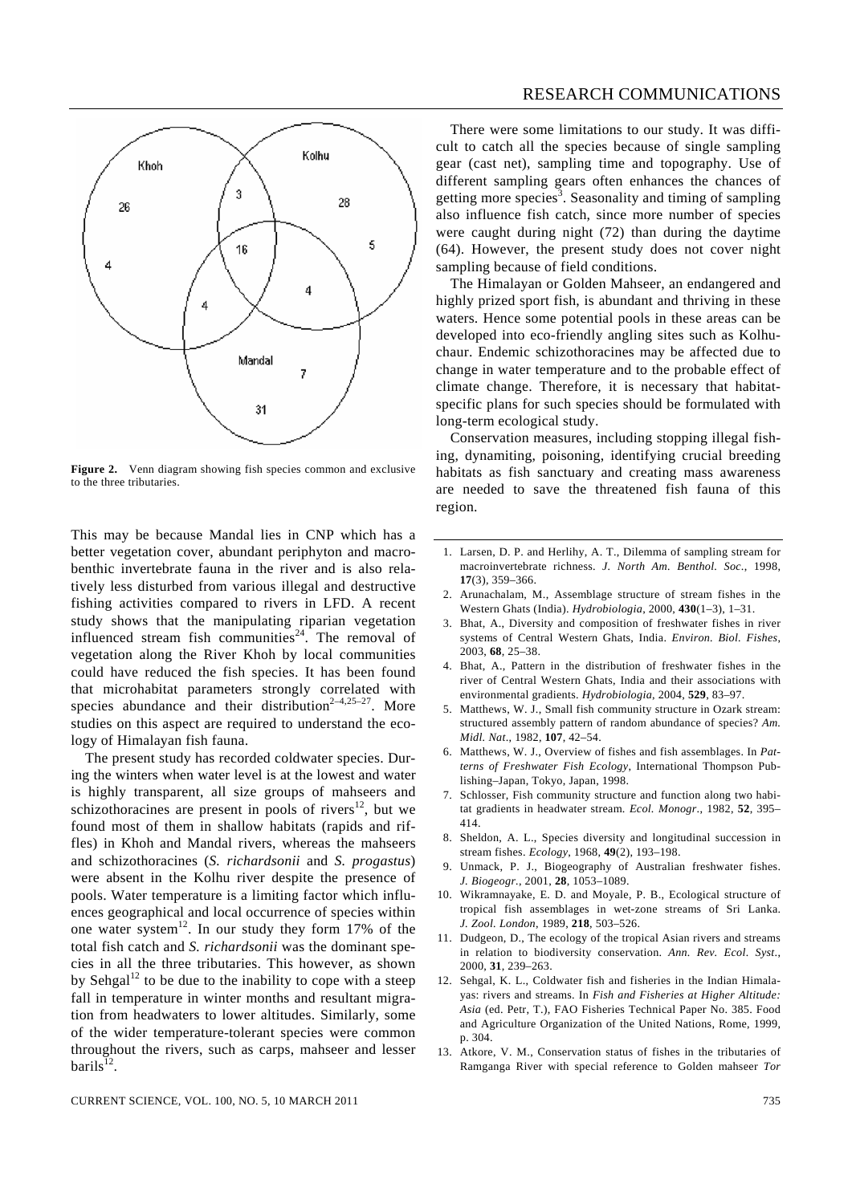Figure 2. Venn diagram showing fish species common and exclusive to the three tributaries.

This may be because Mandal lies in CNP which has a better vegetation cover, abundant periphyton and macrobenthic invertebrate fauna in the river and is also relatively less disturbed from various illegal and destructive fishing activities compared to rivers in LFD. A recent study shows that the manipulating riparian vegetation influenced stream fish communities[24]. The removal of vegetation along the River Khoh by local communities could have reduced the fish species. It has been found that microhabitat parameters strongly correlated with species abundance and their distribution[2–4,25–27]. More studies on this aspect are required to understand the ecology of Himalayan fish fauna.

The present study has recorded coldwater species. During the winters when water level is at the lowest and water is highly transparent, all size groups of mahseers and schizothoracines are present in pools of rivers[12], but we found most of them in shallow habitats (rapids and riffles) in Khoh and Mandal rivers, whereas the mahseers and schizothoracines (*S. richardsonii* and *S. progastus*) were absent in the Kolhu river despite the presence of pools. Water temperature is a limiting factor which influences geographical and local occurrence of species within one water system[12]. In our study they form 17% of the total fish catch and *S. richardsonii* was the dominant species in all the three tributaries. This however, as shown by Sehgal[12] to be due to the inability to cope with a steep fall in temperature in winter months and resultant migration from headwaters to lower altitudes. Similarly, some of the wider temperature-tolerant species were common throughout the rivers, such as carps, mahseer and lesser barils[12].

There were some limitations to our study. It was difficult to catch all the species because of single sampling gear (cast net), sampling time and topography. Use of different sampling gears often enhances the chances of getting more species[3]. Seasonality and timing of sampling also influence fish catch, since more number of species were caught during night (72) than during the daytime (64). However, the present study does not cover night sampling because of field conditions.

The Himalayan or Golden Mahseer, an endangered and highly prized sport fish, is abundant and thriving in these waters. Hence some potential pools in these areas can be developed into eco-friendly angling sites such as Kolhuchaur. Endemic schizothoracines may be affected due to change in water temperature and to the probable effect of climate change. Therefore, it is necessary that habitat-specific plans for such species should be formulated with long-term ecological study.

Conservation measures, including stopping illegal fishing, dynamiting, poisoning, identifying crucial breeding habitats as fish sanctuary and creating mass awareness are needed to save the threatened fish fauna of this region.

1. Larsen, D. P. and Herlihy, A. T., Dilemma of sampling stream for macroinvertebrate richness. *J. North Am. Benthol. Soc.*, 1998, **17**(3), 359–366.
2. Arunachalam, M., Assemblage structure of stream fishes in the Western Ghats (India). *Hydrobiologia*, 2000, **430**(1–3), 1–31.
3. Bhat, A., Diversity and composition of freshwater fishes in river systems of Central Western Ghats, India. *Environ. Biol. Fishes*, 2003, **68**, 25–38.
4. Bhat, A., Pattern in the distribution of freshwater fishes in the river of Central Western Ghats, India and their associations with environmental gradients. *Hydrobiologia*, 2004, **529**, 83–97.
5. Matthews, W. J., Small fish community structure in Ozark stream: structured assembly pattern of random abundance of species? *Am. Midl. Nat*., 1982, **107**, 42–54.
6. Matthews, W. J., Overview of fishes and fish assemblages. In *Patterns of Freshwater Fish Ecology*, International Thompson Publishing–Japan, Tokyo, Japan, 1998.
7. Schlosser, Fish community structure and function along two habitat gradients in headwater stream. *Ecol. Monogr*., 1982, **52**, 395–414.
8. Sheldon, A. L., Species diversity and longitudinal succession in stream fishes. *Ecology*, 1968, **49**(2), 193–198.
9. Unmack, P. J., Biogeography of Australian freshwater fishes. *J. Biogeogr.*, 2001, **28**, 1053–1089.
10. Wikramnayake, E. D. and Moyale, P. B., Ecological structure of tropical fish assemblages in wet-zone streams of Sri Lanka. *J. Zool. London*, 1989, **218**, 503–526.
11. Dudgeon, D., The ecology of the tropical Asian rivers and streams in relation to biodiversity conservation. *Ann. Rev. Ecol. Syst.*, 2000, **31**, 239–263.
12. Sehgal, K. L., Coldwater fish and fisheries in the Indian Himalayas: rivers and streams. In *Fish and Fisheries at Higher Altitude: Asia* (ed. Petr, T.), FAO Fisheries Technical Paper No. 385. Food and Agriculture Organization of the United Nations, Rome, 1999, p. 304.
13. Atkore, V. M., Conservation status of fishes in the tributaries of Ramganga River with special reference to Golden mahseer *Tor*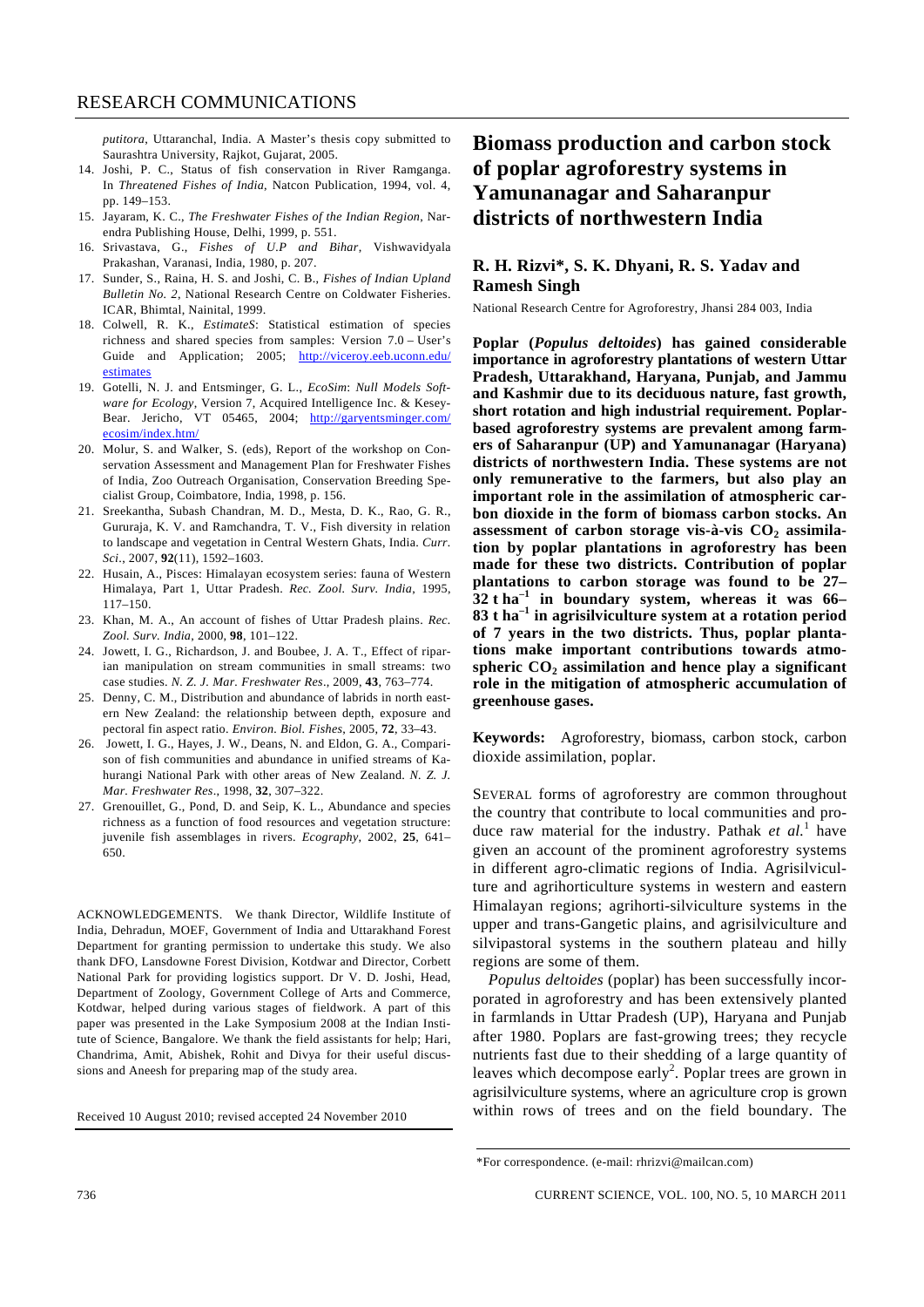*putitora*, Uttaranchal, India. A Master's thesis copy submitted to Saurashtra University, Rajkot, Gujarat, 2005.

14. Joshi, P. C., Status of fish conservation in River Ramganga. In *Threatened Fishes of India*, Natcon Publication, 1994, vol. 4, pp. 149–153.
15. Jayaram, K. C., *The Freshwater Fishes of the Indian Region*, Narendra Publishing House, Delhi, 1999, p. 551.
16. Srivastava, G., *Fishes of U.P and Bihar*, Vishwavidyala Prakashan, Varanasi, India, 1980, p. 207.
17. Sunder, S., Raina, H. S. and Joshi, C. B., *Fishes of Indian Upland Bulletin No. 2*, National Research Centre on Coldwater Fisheries. ICAR, Bhimtal, Nainital, 1999.
18. Colwell, R. K., *EstimateS*: Statistical estimation of species richness and shared species from samples: Version 7.0 – User's Guide and Application; 2005; http://viceroy.eeb.uconn.edu/estimates
19. Gotelli, N. J. and Entsminger, G. L., *EcoSim*: *Null Models Software for Ecology*, Version 7, Acquired Intelligence Inc. & Kesey-Bear. Jericho, VT 05465, 2004; http://garyentsminger.com/ecosim/index.htm/
20. Molur, S. and Walker, S. (eds), Report of the workshop on Conservation Assessment and Management Plan for Freshwater Fishes of India, Zoo Outreach Organisation, Conservation Breeding Specialist Group, Coimbatore, India, 1998, p. 156.
21. Sreekantha, Subash Chandran, M. D., Mesta, D. K., Rao, G. R., Gururaja, K. V. and Ramchandra, T. V., Fish diversity in relation to landscape and vegetation in Central Western Ghats, India. *Curr. Sci.*, 2007, **92**(11), 1592–1603.
22. Husain, A., Pisces: Himalayan ecosystem series: fauna of Western Himalaya, Part 1, Uttar Pradesh. *Rec. Zool. Surv. India*, 1995, 117–150.
23. Khan, M. A., An account of fishes of Uttar Pradesh plains. *Rec. Zool. Surv. India*, 2000, **98**, 101–122.
24. Jowett, I. G., Richardson, J. and Boubee, J. A. T., Effect of riparian manipulation on stream communities in small streams: two case studies. *N. Z. J. Mar. Freshwater Res*., 2009, **43**, 763–774.
25. Denny, C. M., Distribution and abundance of labrids in north eastern New Zealand: the relationship between depth, exposure and pectoral fin aspect ratio. *Environ. Biol. Fishes*, 2005, **72**, 33–43.
26. Jowett, I. G., Hayes, J. W., Deans, N. and Eldon, G. A., Comparison of fish communities and abundance in unified streams of Kahurangi National Park with other areas of New Zealand. *N. Z. J. Mar. Freshwater Res*., 1998, **32**, 307–322.
27. Grenouillet, G., Pond, D. and Seip, K. L., Abundance and species richness as a function of food resources and vegetation structure: juvenile fish assemblages in rivers. *Ecography*, 2002, **25**, 641–650.

ACKNOWLEDGEMENTS. We thank Director, Wildlife Institute of India, Dehradun, MOEF, Government of India and Uttarakhand Forest Department for granting permission to undertake this study. We also thank DFO, Lansdowne Forest Division, Kotdwar and Director, Corbett National Park for providing logistics support. Dr V. D. Joshi, Head, Department of Zoology, Government College of Arts and Commerce, Kotdwar, helped during various stages of fieldwork. A part of this paper was presented in the Lake Symposium 2008 at the Indian Institute of Science, Bangalore. We thank the field assistants for help; Hari, Chandrima, Amit, Abishek, Rohit and Divya for their useful discussions and Aneesh for preparing map of the study area.

Received 10 August 2010; revised accepted 24 November 2010

# Biomass production and carbon stock of poplar agroforestry systems in Yamunanagar and Saharanpur districts of northwestern India

**R. H. Rizvi\*, S. K. Dhyani, R. S. Yadav and Ramesh Singh**

National Research Centre for Agroforestry, Jhansi 284 003, India

**Poplar (*Populus deltoides*) has gained considerable importance in agroforestry plantations of western Uttar Pradesh, Uttarakhand, Haryana, Punjab, and Jammu and Kashmir due to its deciduous nature, fast growth, short rotation and high industrial requirement. Poplar-based agroforestry systems are prevalent among farmers of Saharanpur (UP) and Yamunanagar (Haryana) districts of northwestern India. These systems are not only remunerative to the farmers, but also play an important role in the assimilation of atmospheric carbon dioxide in the form of biomass carbon stocks. An assessment of carbon storage vis-à-vis $CO_2$ assimilation by poplar plantations in agroforestry has been made for these two districts. Contribution of poplar plantations to carbon storage was found to be 27–32 t $ha^{-1}$ in boundary system, whereas it was 66–83 t $ha^{-1}$ in agrisilviculture system at a rotation period of 7 years in the two districts. Thus, poplar plantations make important contributions towards atmospheric $CO_2$ assimilation and hence play a significant role in the mitigation of atmospheric accumulation of greenhouse gases.**

**Keywords:** Agroforestry, biomass, carbon stock, carbon dioxide assimilation, poplar.

SEVERAL forms of agroforestry are common throughout the country that contribute to local communities and produce raw material for the industry. Pathak *et al.*[1] have given an account of the prominent agroforestry systems in different agro-climatic regions of India. Agrisilviculture and agrihorticulture systems in western and eastern Himalayan regions; agrihorti-silviculture systems in the upper and trans-Gangetic plains, and agrisilviculture and silvipastoral systems in the southern plateau and hilly regions are some of them.

*Populus deltoides* (poplar) has been successfully incorporated in agroforestry and has been extensively planted in farmlands in Uttar Pradesh (UP), Haryana and Punjab after 1980. Poplars are fast-growing trees; they recycle nutrients fast due to their shedding of a large quantity of leaves which decompose early[2]. Poplar trees are grown in agrisilviculture systems, where an agriculture crop is grown within rows of trees and on the field boundary. The

\*For correspondence. (e-mail: rhrizvi@mailcan.com)